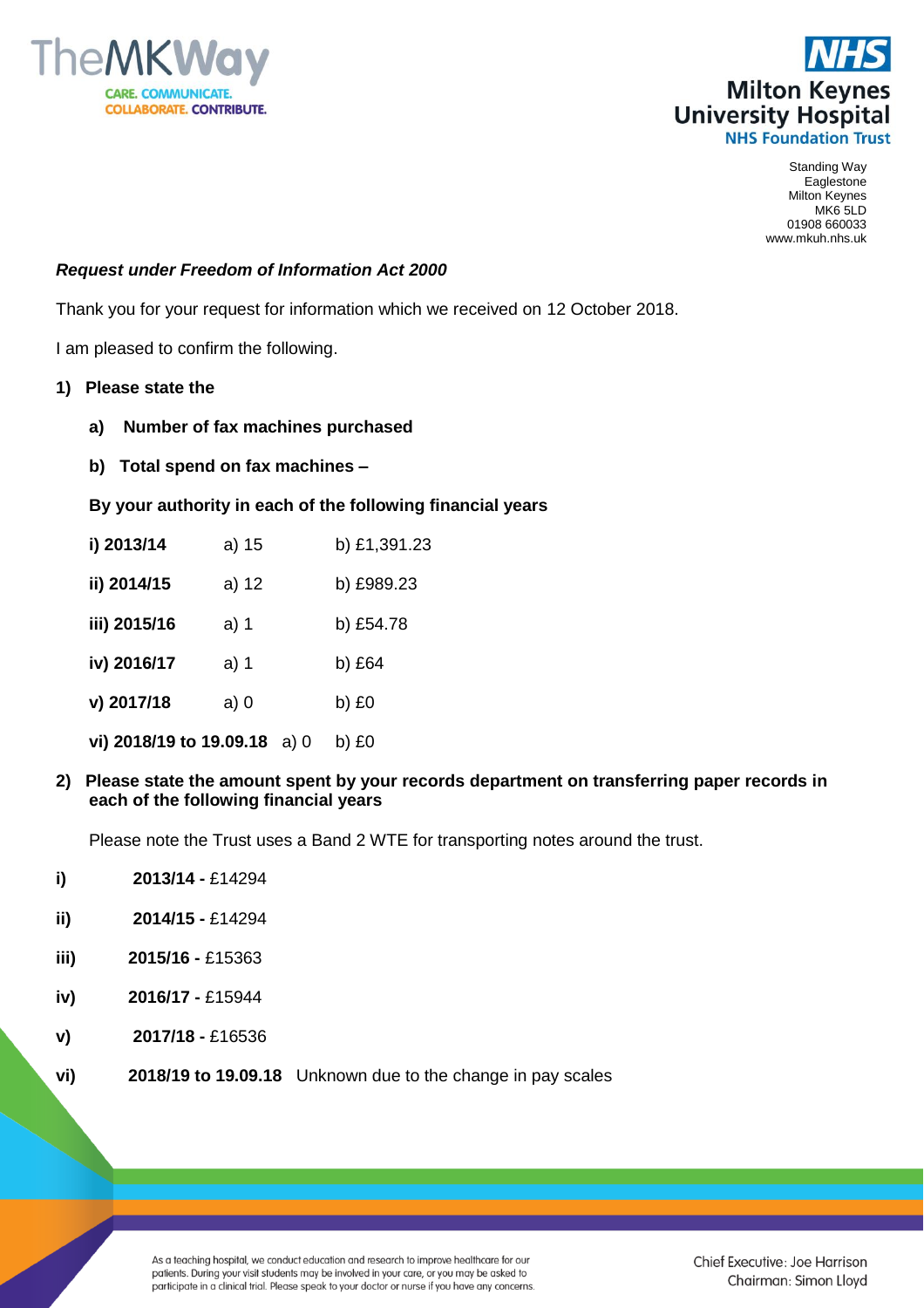Standing Way
Eaglestone
Milton Keynes
MK6 5LD
01908 660033
www.mkuh.nhs.uk

***Request under Freedom of Information Act 2000***

Thank you for your request for information which we received on 12 October 2018.

I am pleased to confirm the following.

**1) Please state the**

**a) Number of fax machines purchased**

**b) Total spend on fax machines –**

**By your authority in each of the following financial years**

| | | |
|---|---|---|
| **i) 2013/14** | a) 15 | b) £1,391.23 |
| **ii) 2014/15** | a) 12 | b) £989.23 |
| **iii) 2015/16** | a) 1 | b) £54.78 |
| **iv) 2016/17** | a) 1 | b) £64 |
| **v) 2017/18** | a) 0 | b) £0 |
| **vi) 2018/19 to 19.09.18** | a) 0 | b) £0 |

**2) Please state the amount spent by your records department on transferring paper records in each of the following financial years**

Please note the Trust uses a Band 2 WTE for transporting notes around the trust.

- **i)** **2013/14 -** £14294
- **ii)** **2014/15 -** £14294
- **iii)** **2015/16 -** £15363
- **iv)** **2016/17 -** £15944
- **v)** **2017/18 -** £16536
- **vi)** **2018/19 to 19.09.18** Unknown due to the change in pay scales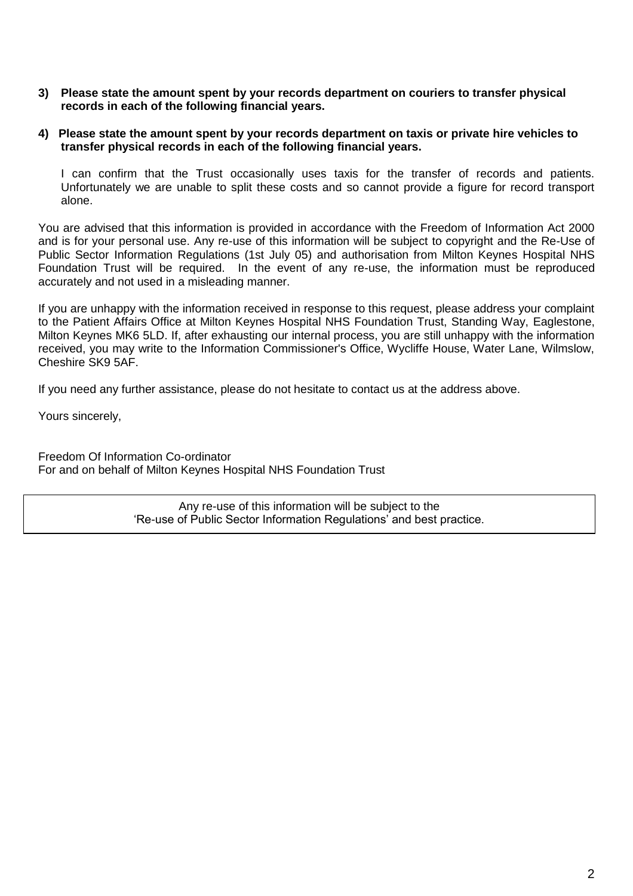**3) Please state the amount spent by your records department on couriers to transfer physical records in each of the following financial years.**

**4) Please state the amount spent by your records department on taxis or private hire vehicles to transfer physical records in each of the following financial years.**

I can confirm that the Trust occasionally uses taxis for the transfer of records and patients. Unfortunately we are unable to split these costs and so cannot provide a figure for record transport alone.

You are advised that this information is provided in accordance with the Freedom of Information Act 2000 and is for your personal use. Any re-use of this information will be subject to copyright and the Re-Use of Public Sector Information Regulations (1st July 05) and authorisation from Milton Keynes Hospital NHS Foundation Trust will be required. In the event of any re-use, the information must be reproduced accurately and not used in a misleading manner.

If you are unhappy with the information received in response to this request, please address your complaint to the Patient Affairs Office at Milton Keynes Hospital NHS Foundation Trust, Standing Way, Eaglestone, Milton Keynes MK6 5LD. If, after exhausting our internal process, you are still unhappy with the information received, you may write to the Information Commissioner's Office, Wycliffe House, Water Lane, Wilmslow, Cheshire SK9 5AF.

If you need any further assistance, please do not hesitate to contact us at the address above.

Yours sincerely,

Freedom Of Information Co-ordinator
For and on behalf of Milton Keynes Hospital NHS Foundation Trust

Any re-use of this information will be subject to the
'Re-use of Public Sector Information Regulations' and best practice.